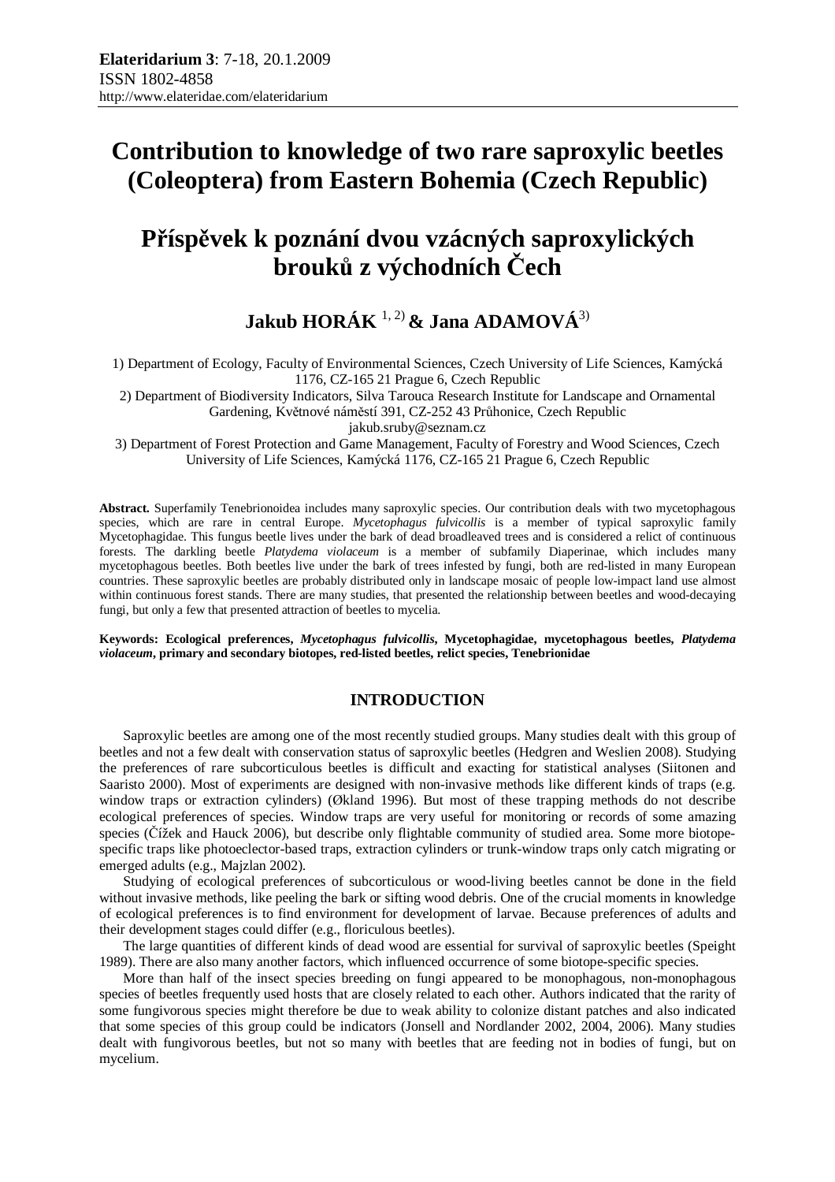# Contribution to knowledge of two rare saproxylic beetles (Coleoptera) from Eastern Bohemia (Czech Republic)

# Příspěvek k poznání dvou vzácných saproxylických brouků z východních Čech

## Jakub HORÁK [1, 2] & Jana ADAMOVÁ [3]

1) Department of Ecology, Faculty of Environmental Sciences, Czech University of Life Sciences, Kamýcká 1176, CZ-165 21 Prague 6, Czech Republic

2) Department of Biodiversity Indicators, Silva Tarouca Research Institute for Landscape and Ornamental Gardening, Květnové náměstí 391, CZ-252 43 Průhonice, Czech Republic
jakub.sruby@seznam.cz

3) Department of Forest Protection and Game Management, Faculty of Forestry and Wood Sciences, Czech University of Life Sciences, Kamýcká 1176, CZ-165 21 Prague 6, Czech Republic

**Abstract.** Superfamily Tenebrionoidea includes many saproxylic species. Our contribution deals with two mycetophagous species, which are rare in central Europe. *Mycetophagus fulvicollis* is a member of typical saproxylic family Mycetophagidae. This fungus beetle lives under the bark of dead broadleaved trees and is considered a relict of continuous forests. The darkling beetle *Platydema violaceum* is a member of subfamily Diaperinae, which includes many mycetophagous beetles. Both beetles live under the bark of trees infested by fungi, both are red-listed in many European countries. These saproxylic beetles are probably distributed only in landscape mosaic of people low-impact land use almost within continuous forest stands. There are many studies, that presented the relationship between beetles and wood-decaying fungi, but only a few that presented attraction of beetles to mycelia.

**Keywords: Ecological preferences, *Mycetophagus fulvicollis*, Mycetophagidae, mycetophagous beetles, *Platydema violaceum*, primary and secondary biotopes, red-listed beetles, relict species, Tenebrionidae**

## INTRODUCTION

Saproxylic beetles are among one of the most recently studied groups. Many studies dealt with this group of beetles and not a few dealt with conservation status of saproxylic beetles (Hedgren and Weslien 2008). Studying the preferences of rare subcorticulous beetles is difficult and exacting for statistical analyses (Siitonen and Saaristo 2000). Most of experiments are designed with non-invasive methods like different kinds of traps (e.g. window traps or extraction cylinders) (Økland 1996). But most of these trapping methods do not describe ecological preferences of species. Window traps are very useful for monitoring or records of some amazing species (Čížek and Hauck 2006), but describe only flightable community of studied area. Some more biotope-specific traps like photoeclector-based traps, extraction cylinders or trunk-window traps only catch migrating or emerged adults (e.g., Majzlan 2002).

Studying of ecological preferences of subcorticulous or wood-living beetles cannot be done in the field without invasive methods, like peeling the bark or sifting wood debris. One of the crucial moments in knowledge of ecological preferences is to find environment for development of larvae. Because preferences of adults and their development stages could differ (e.g., floriculous beetles).

The large quantities of different kinds of dead wood are essential for survival of saproxylic beetles (Speight 1989). There are also many another factors, which influenced occurrence of some biotope-specific species.

More than half of the insect species breeding on fungi appeared to be monophagous, non-monophagous species of beetles frequently used hosts that are closely related to each other. Authors indicated that the rarity of some fungivorous species might therefore be due to weak ability to colonize distant patches and also indicated that some species of this group could be indicators (Jonsell and Nordlander 2002, 2004, 2006). Many studies dealt with fungivorous beetles, but not so many with beetles that are feeding not in bodies of fungi, but on mycelium.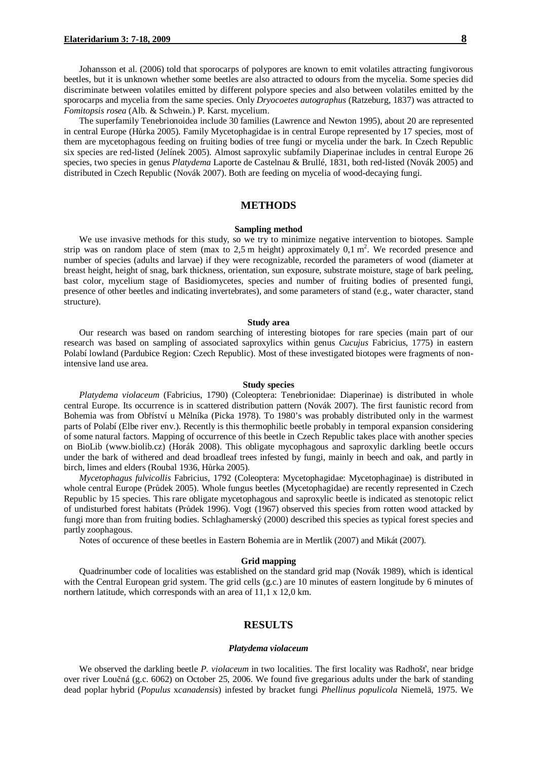Johansson et al. (2006) told that sporocarps of polypores are known to emit volatiles attracting fungivorous beetles, but it is unknown whether some beetles are also attracted to odours from the mycelia. Some species did discriminate between volatiles emitted by different polypore species and also between volatiles emitted by the sporocarps and mycelia from the same species. Only *Dryocoetes autographus* (Ratzeburg, 1837) was attracted to *Fomitopsis rosea* (Alb. & Schwein.) P. Karst. mycelium.

The superfamily Tenebrionoidea include 30 families (Lawrence and Newton 1995), about 20 are represented in central Europe (Hůrka 2005). Family Mycetophagidae is in central Europe represented by 17 species, most of them are mycetophagous feeding on fruiting bodies of tree fungi or mycelia under the bark. In Czech Republic six species are red-listed (Jelínek 2005). Almost saproxylic subfamily Diaperinae includes in central Europe 26 species, two species in genus *Platydema* Laporte de Castelnau & Brullé, 1831, both red-listed (Novák 2005) and distributed in Czech Republic (Novák 2007). Both are feeding on mycelia of wood-decaying fungi.

## METHODS

### Sampling method

We use invasive methods for this study, so we try to minimize negative intervention to biotopes. Sample strip was on random place of stem (max to 2,5 m height) approximately 0,1 m$^2$. We recorded presence and number of species (adults and larvae) if they were recognizable, recorded the parameters of wood (diameter at breast height, height of snag, bark thickness, orientation, sun exposure, substrate moisture, stage of bark peeling, bast color, mycelium stage of Basidiomycetes, species and number of fruiting bodies of presented fungi, presence of other beetles and indicating invertebrates), and some parameters of stand (e.g., water character, stand structure).

### Study area

Our research was based on random searching of interesting biotopes for rare species (main part of our research was based on sampling of associated saproxylics within genus *Cucujus* Fabricius, 1775) in eastern Polabí lowland (Pardubice Region: Czech Republic). Most of these investigated biotopes were fragments of non-intensive land use area.

### Study species

*Platydema violaceum* (Fabricius, 1790) (Coleoptera: Tenebrionidae: Diaperinae) is distributed in whole central Europe. Its occurrence is in scattered distribution pattern (Novák 2007). The first faunistic record from Bohemia was from Obříství u Mělníka (Picka 1978). To 1980's was probably distributed only in the warmest parts of Polabí (Elbe river env.). Recently is this thermophilic beetle probably in temporal expansion considering of some natural factors. Mapping of occurrence of this beetle in Czech Republic takes place with another species on BioLib (www.biolib.cz) (Horák 2008). This obligate mycophagous and saproxylic darkling beetle occurs under the bark of withered and dead broadleaf trees infested by fungi, mainly in beech and oak, and partly in birch, limes and elders (Roubal 1936, Hůrka 2005).

*Mycetophagus fulvicollis* Fabricius, 1792 (Coleoptera: Mycetophagidae: Mycetophaginae) is distributed in whole central Europe (Průdek 2005). Whole fungus beetles (Mycetophagidae) are recently represented in Czech Republic by 15 species. This rare obligate mycetophagous and saproxylic beetle is indicated as stenotopic relict of undisturbed forest habitats (Průdek 1996). Vogt (1967) observed this species from rotten wood attacked by fungi more than from fruiting bodies. Schlaghamerský (2000) described this species as typical forest species and partly zoophagous.

Notes of occurence of these beetles in Eastern Bohemia are in Mertlik (2007) and Mikát (2007).

### Grid mapping

Quadrinumber code of localities was established on the standard grid map (Novák 1989), which is identical with the Central European grid system. The grid cells (g.c.) are 10 minutes of eastern longitude by 6 minutes of northern latitude, which corresponds with an area of 11,1 x 12,0 km.

## RESULTS

### *Platydema violaceum*

We observed the darkling beetle *P. violaceum* in two localities. The first locality was Radhošť, near bridge over river Loučná (g.c. 6062) on October 25, 2006. We found five gregarious adults under the bark of standing dead poplar hybrid (*Populus* x*canadensis*) infested by bracket fungi *Phellinus populicola* Niemelä, 1975. We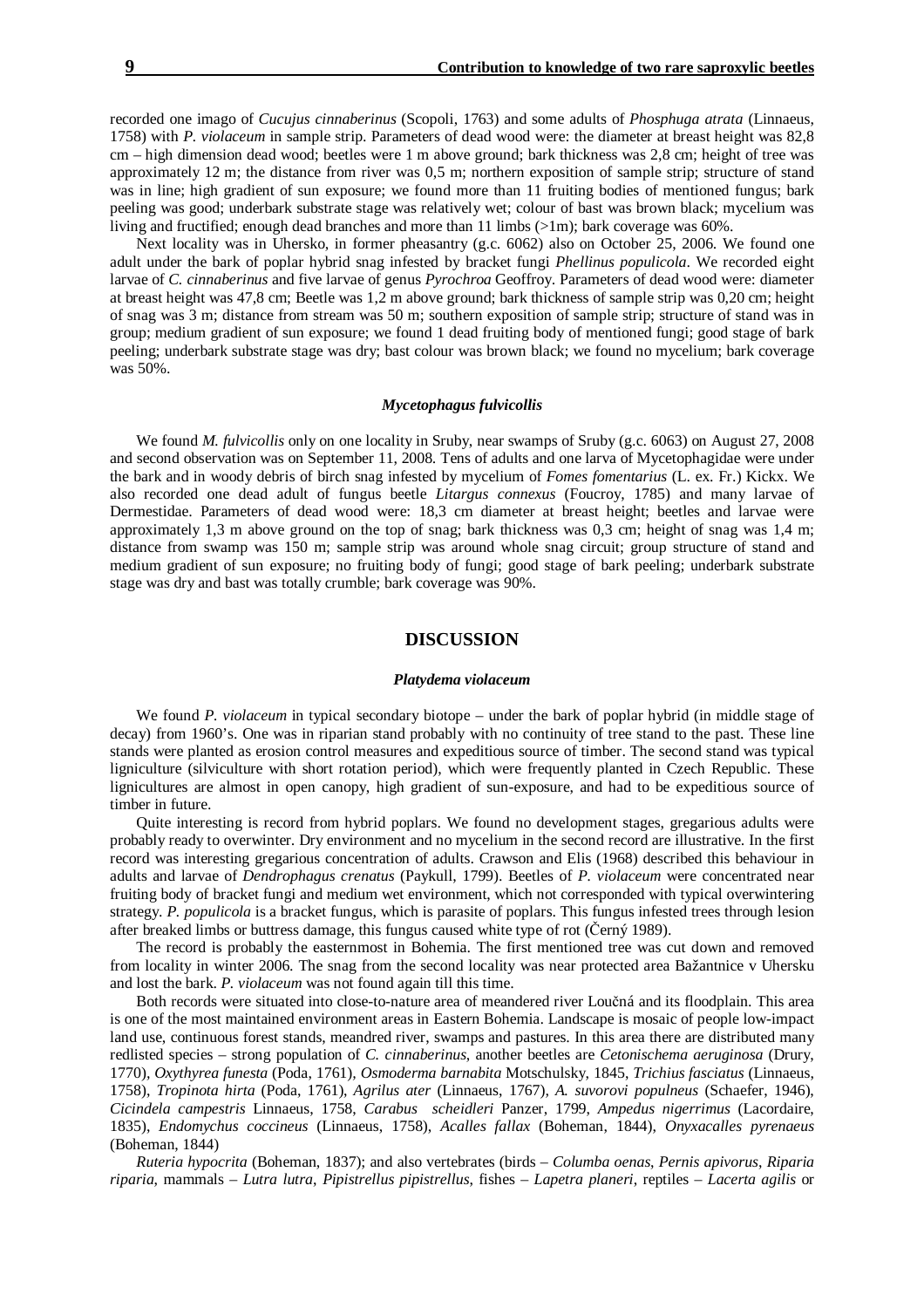recorded one imago of *Cucujus cinnaberinus* (Scopoli, 1763) and some adults of *Phosphuga atrata* (Linnaeus, 1758) with *P. violaceum* in sample strip. Parameters of dead wood were: the diameter at breast height was 82,8 cm – high dimension dead wood; beetles were 1 m above ground; bark thickness was 2,8 cm; height of tree was approximately 12 m; the distance from river was 0,5 m; northern exposition of sample strip; structure of stand was in line; high gradient of sun exposure; we found more than 11 fruiting bodies of mentioned fungus; bark peeling was good; underbark substrate stage was relatively wet; colour of bast was brown black; mycelium was living and fructified; enough dead branches and more than 11 limbs (>1m); bark coverage was 60%.

Next locality was in Uhersko, in former pheasantry (g.c. 6062) also on October 25, 2006. We found one adult under the bark of poplar hybrid snag infested by bracket fungi *Phellinus populicola*. We recorded eight larvae of *C. cinnaberinus* and five larvae of genus *Pyrochroa* Geoffroy. Parameters of dead wood were: diameter at breast height was 47,8 cm; Beetle was 1,2 m above ground; bark thickness of sample strip was 0,20 cm; height of snag was 3 m; distance from stream was 50 m; southern exposition of sample strip; structure of stand was in group; medium gradient of sun exposure; we found 1 dead fruiting body of mentioned fungi; good stage of bark peeling; underbark substrate stage was dry; bast colour was brown black; we found no mycelium; bark coverage was 50%.

### *Mycetophagus fulvicollis*

We found *M. fulvicollis* only on one locality in Sruby, near swamps of Sruby (g.c. 6063) on August 27, 2008 and second observation was on September 11, 2008. Tens of adults and one larva of Mycetophagidae were under the bark and in woody debris of birch snag infested by mycelium of *Fomes fomentarius* (L. ex. Fr.) Kickx. We also recorded one dead adult of fungus beetle *Litargus connexus* (Foucroy, 1785) and many larvae of Dermestidae. Parameters of dead wood were: 18,3 cm diameter at breast height; beetles and larvae were approximately 1,3 m above ground on the top of snag; bark thickness was 0,3 cm; height of snag was 1,4 m; distance from swamp was 150 m; sample strip was around whole snag circuit; group structure of stand and medium gradient of sun exposure; no fruiting body of fungi; good stage of bark peeling; underbark substrate stage was dry and bast was totally crumble; bark coverage was 90%.

## DISCUSSION

### *Platydema violaceum*

We found *P. violaceum* in typical secondary biotope – under the bark of poplar hybrid (in middle stage of decay) from 1960's. One was in riparian stand probably with no continuity of tree stand to the past. These line stands were planted as erosion control measures and expeditious source of timber. The second stand was typical ligniculture (silviculture with short rotation period), which were frequently planted in Czech Republic. These lignicultures are almost in open canopy, high gradient of sun-exposure, and had to be expeditious source of timber in future.

Quite interesting is record from hybrid poplars. We found no development stages, gregarious adults were probably ready to overwinter. Dry environment and no mycelium in the second record are illustrative. In the first record was interesting gregarious concentration of adults. Crawson and Elis (1968) described this behaviour in adults and larvae of *Dendrophagus crenatus* (Paykull, 1799). Beetles of *P. violaceum* were concentrated near fruiting body of bracket fungi and medium wet environment, which not corresponded with typical overwintering strategy. *P. populicola* is a bracket fungus, which is parasite of poplars. This fungus infested trees through lesion after breaked limbs or buttress damage, this fungus caused white type of rot (Černý 1989).

The record is probably the easternmost in Bohemia. The first mentioned tree was cut down and removed from locality in winter 2006. The snag from the second locality was near protected area Bažantnice v Uhersku and lost the bark. *P. violaceum* was not found again till this time.

Both records were situated into close-to-nature area of meandered river Loučná and its floodplain. This area is one of the most maintained environment areas in Eastern Bohemia. Landscape is mosaic of people low-impact land use, continuous forest stands, meandred river, swamps and pastures. In this area there are distributed many redlisted species – strong population of *C. cinnaberinus*, another beetles are *Cetonischema aeruginosa* (Drury, 1770), *Oxythyrea funesta* (Poda, 1761), *Osmoderma barnabita* Motschulsky, 1845, *Trichius fasciatus* (Linnaeus, 1758), *Tropinota hirta* (Poda, 1761), *Agrilus ater* (Linnaeus, 1767), *A. suvorovi populneus* (Schaefer, 1946), *Cicindela campestris* Linnaeus, 1758, *Carabus scheidleri* Panzer, 1799, *Ampedus nigerrimus* (Lacordaire, 1835), *Endomychus coccineus* (Linnaeus, 1758), *Acalles fallax* (Boheman, 1844), *Onyxacalles pyrenaeus* (Boheman, 1844)

*Ruteria hypocrita* (Boheman, 1837); and also vertebrates (birds – *Columba oenas*, *Pernis apivorus*, *Riparia riparia*, mammals – *Lutra lutra*, *Pipistrellus pipistrellus*, fishes – *Lapetra planeri*, reptiles – *Lacerta agilis* or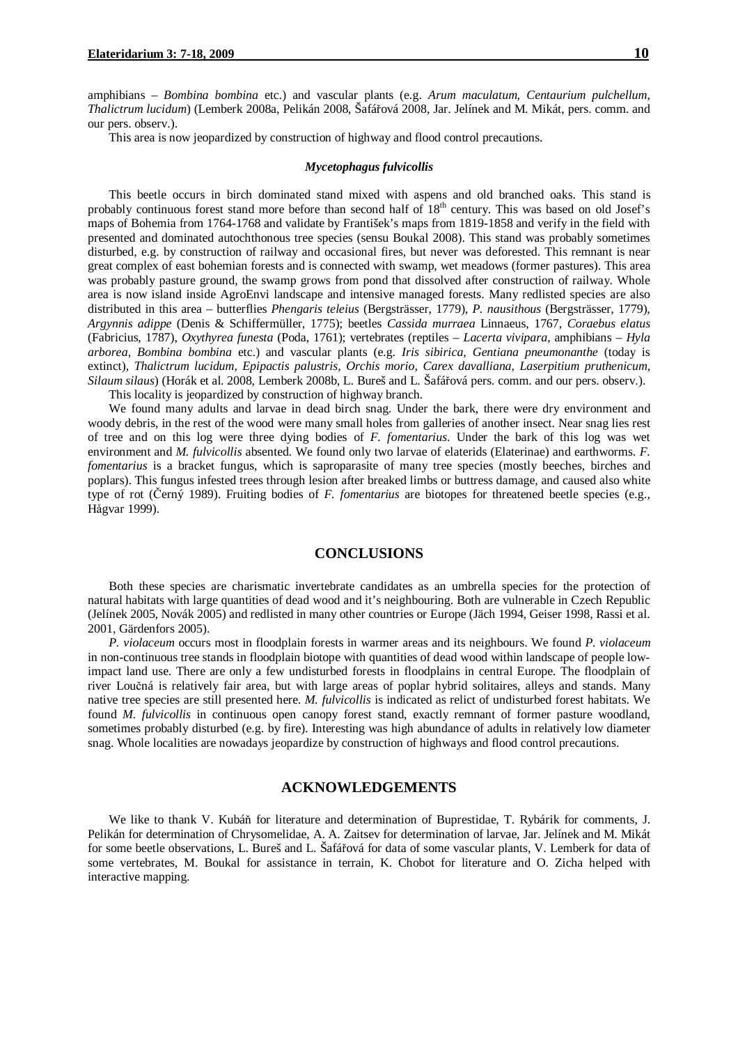amphibians – *Bombina bombina* etc.) and vascular plants (e.g. *Arum maculatum, Centaurium pulchellum, Thalictrum lucidum*) (Lemberk 2008a, Pelikán 2008, Šafářová 2008, Jar. Jelínek and M. Mikát, pers. comm. and our pers. observ.).

This area is now jeopardized by construction of highway and flood control precautions.

***Mycetophagus fulvicollis***

This beetle occurs in birch dominated stand mixed with aspens and old branched oaks. This stand is probably continuous forest stand more before than second half of 18th century. This was based on old Josef's maps of Bohemia from 1764-1768 and validate by František's maps from 1819-1858 and verify in the field with presented and dominated autochthonous tree species (sensu Boukal 2008). This stand was probably sometimes disturbed, e.g. by construction of railway and occasional fires, but never was deforested. This remnant is near great complex of east bohemian forests and is connected with swamp, wet meadows (former pastures). This area was probably pasture ground, the swamp grows from pond that dissolved after construction of railway. Whole area is now island inside AgroEnvi landscape and intensive managed forests. Many redlisted species are also distributed in this area – butterflies *Phengaris teleius* (Bergsträsser, 1779), *P. nausithous* (Bergsträsser, 1779), *Argynnis adippe* (Denis & Schiffermüller, 1775); beetles *Cassida murraea* Linnaeus, 1767, *Coraebus elatus* (Fabricius, 1787), *Oxythyrea funesta* (Poda, 1761); vertebrates (reptiles – *Lacerta vivipara*, amphibians – *Hyla arborea, Bombina bombina* etc.) and vascular plants (e.g. *Iris sibirica, Gentiana pneumonanthe* (today is extinct), *Thalictrum lucidum, Epipactis palustris, Orchis morio, Carex davalliana, Laserpitium pruthenicum, Silaum silaus*) (Horák et al. 2008, Lemberk 2008b, L. Bureš and L. Šafářová pers. comm. and our pers. observ.).

This locality is jeopardized by construction of highway branch.

We found many adults and larvae in dead birch snag. Under the bark, there were dry environment and woody debris, in the rest of the wood were many small holes from galleries of another insect. Near snag lies rest of tree and on this log were three dying bodies of *F. fomentarius*. Under the bark of this log was wet environment and *M. fulvicollis* absented. We found only two larvae of elaterids (Elaterinae) and earthworms. *F. fomentarius* is a bracket fungus, which is saproparasite of many tree species (mostly beeches, birches and poplars). This fungus infested trees through lesion after breaked limbs or buttress damage, and caused also white type of rot (Černý 1989). Fruiting bodies of *F. fomentarius* are biotopes for threatened beetle species (e.g., Hågvar 1999).

## CONCLUSIONS

Both these species are charismatic invertebrate candidates as an umbrella species for the protection of natural habitats with large quantities of dead wood and it's neighbouring. Both are vulnerable in Czech Republic (Jelínek 2005, Novák 2005) and redlisted in many other countries or Europe (Jäch 1994, Geiser 1998, Rassi et al. 2001, Gärdenfors 2005).

*P. violaceum* occurs most in floodplain forests in warmer areas and its neighbours. We found *P. violaceum* in non-continuous tree stands in floodplain biotope with quantities of dead wood within landscape of people low-impact land use. There are only a few undisturbed forests in floodplains in central Europe. The floodplain of river Loučná is relatively fair area, but with large areas of poplar hybrid solitaires, alleys and stands. Many native tree species are still presented here. *M. fulvicollis* is indicated as relict of undisturbed forest habitats. We found *M. fulvicollis* in continuous open canopy forest stand, exactly remnant of former pasture woodland, sometimes probably disturbed (e.g. by fire). Interesting was high abundance of adults in relatively low diameter snag. Whole localities are nowadays jeopardize by construction of highways and flood control precautions.

## ACKNOWLEDGEMENTS

We like to thank V. Kubáň for literature and determination of Buprestidae, T. Rybárik for comments, J. Pelikán for determination of Chrysomelidae, A. A. Zaitsev for determination of larvae, Jar. Jelínek and M. Mikát for some beetle observations, L. Bureš and L. Šafářová for data of some vascular plants, V. Lemberk for data of some vertebrates, M. Boukal for assistance in terrain, K. Chobot for literature and O. Zicha helped with interactive mapping.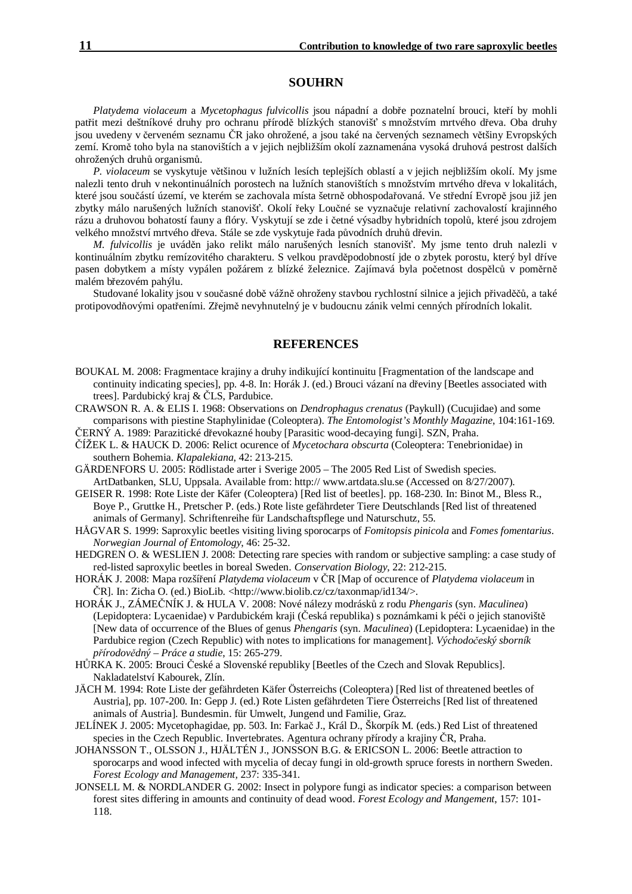## SOUHRN

*Platydema violaceum* a *Mycetophagus fulvicollis* jsou nápadní a dobře poznatelní brouci, kteří by mohli patřit mezi deštníkové druhy pro ochranu přírodě blízkých stanovišť s množstvím mrtvého dřeva. Oba druhy jsou uvedeny v červeném seznamu ČR jako ohrožené, a jsou také na červených seznamech většiny Evropských zemí. Kromě toho byla na stanovištích a v jejich nejbližším okolí zaznamenána vysoká druhová pestrost dalších ohrožených druhů organismů.

*P. violaceum* se vyskytuje většinou v lužních lesích teplejších oblastí a v jejich nejbližším okolí. My jsme nalezli tento druh v nekontinuálních porostech na lužních stanovištích s množstvím mrtvého dřeva v lokalitách, které jsou součástí území, ve kterém se zachovala místa šetrně obhospodařovaná. Ve střední Evropě jsou již jen zbytky málo narušených lužních stanovišť. Okolí řeky Loučné se vyznačuje relativní zachovalostí krajinného rázu a druhovou bohatostí fauny a flóry. Vyskytují se zde i četné výsadby hybridních topolů, které jsou zdrojem velkého množství mrtvého dřeva. Stále se zde vyskytuje řada původních druhů dřevin.

*M. fulvicollis* je uváděn jako relikt málo narušených lesních stanovišť. My jsme tento druh nalezli v kontinuálním zbytku remízovitého charakteru. S velkou pravděpodobností jde o zbytek porostu, který byl dříve pasen dobytkem a místy vypálen požárem z blízké železnice. Zajímavá byla početnost dospělců v poměrně malém březovém pahýlu.

Studované lokality jsou v současné době vážně ohroženy stavbou rychlostní silnice a jejich přivaděčů, a také protipovodňovými opatřeními. Zřejmě nevyhnutelný je v budoucnu zánik velmi cenných přírodních lokalit.

## REFERENCES

BOUKAL M. 2008: Fragmentace krajiny a druhy indikující kontinuitu [Fragmentation of the landscape and continuity indicating species], pp. 4-8. In: Horák J. (ed.) Brouci vázaní na dřeviny [Beetles associated with trees]. Pardubický kraj & ČLS, Pardubice.

CRAWSON R. A. & ELIS I. 1968: Observations on *Dendrophagus crenatus* (Paykull) (Cucujidae) and some comparisons with piestine Staphylinidae (Coleoptera). *The Entomologist's Monthly Magazine*, 104:161-169.

ČERNÝ A. 1989: Parazitické dřevokazné houby [Parasitic wood-decaying fungi]. SZN, Praha.

ČÍŽEK L. & HAUCK D. 2006: Relict ocurence of *Mycetochara obscurta* (Coleoptera: Tenebrionidae) in southern Bohemia. *Klapalekiana*, 42: 213-215.

GÄRDENFORS U. 2005: Rödlistade arter i Sverige 2005 – The 2005 Red List of Swedish species. ArtDatbanken, SLU, Uppsala. Available from: http:// www.artdata.slu.se (Accessed on 8/27/2007).

GEISER R. 1998: Rote Liste der Käfer (Coleoptera) [Red list of beetles]. pp. 168-230. In: Binot M., Bless R., Boye P., Gruttke H., Pretscher P. (eds.) Rote liste gefährdeter Tiere Deutschlands [Red list of threatened animals of Germany]. Schriftenreihe für Landschaftspflege und Naturschutz, 55.

HÅGVAR S. 1999: Saproxylic beetles visiting living sporocarps of *Fomitopsis pinicola* and *Fomes fomentarius*. *Norwegian Journal of Entomology*, 46: 25-32.

HEDGREN O. & WESLIEN J. 2008: Detecting rare species with random or subjective sampling: a case study of red-listed saproxylic beetles in boreal Sweden. *Conservation Biology*, 22: 212-215.

HORÁK J. 2008: Mapa rozšíření *Platydema violaceum* v ČR [Map of occurence of *Platydema violaceum* in ČR]. In: Zicha O. (ed.) BioLib. <http://www.biolib.cz/cz/taxonmap/id134/>.

HORÁK J., ZÁMEČNÍK J. & HULA V. 2008: Nové nálezy modrásků z rodu *Phengaris* (syn. *Maculinea*) (Lepidoptera: Lycaenidae) v Pardubickém kraji (Česká republika) s poznámkami k péči o jejich stanoviště [New data of occurrence of the Blues of genus *Phengaris* (syn. *Maculinea*) (Lepidoptera: Lycaenidae) in the Pardubice region (Czech Republic) with notes to implications for management]. *Východočeský sborník přírodovědný – Práce a studie*, 15: 265-279.

HŮRKA K. 2005: Brouci České a Slovenské republiky [Beetles of the Czech and Slovak Republics]. Nakladatelství Kabourek, Zlín.

JÄCH M. 1994: Rote Liste der gefährdeten Käfer Österreichs (Coleoptera) [Red list of threatened beetles of Austria], pp. 107-200. In: Gepp J. (ed.) Rote Listen gefährdeten Tiere Österreichs [Red list of threatened animals of Austria]. Bundesmin. für Umwelt, Jungend und Familie, Graz.

JELÍNEK J. 2005: Mycetophagidae, pp. 503. In: Farkač J., Král D., Škorpík M. (eds.) Red List of threatened species in the Czech Republic. Invertebrates. Agentura ochrany přírody a krajiny ČR, Praha.

JOHANSSON T., OLSSON J., HJÄLTÉN J., JONSSON B.G. & ERICSON L. 2006: Beetle attraction to sporocarps and wood infected with mycelia of decay fungi in old-growth spruce forests in northern Sweden. *Forest Ecology and Management*, 237: 335-341.

JONSELL M. & NORDLANDER G. 2002: Insect in polypore fungi as indicator species: a comparison between forest sites differing in amounts and continuity of dead wood. *Forest Ecology and Mangement*, 157: 101-118.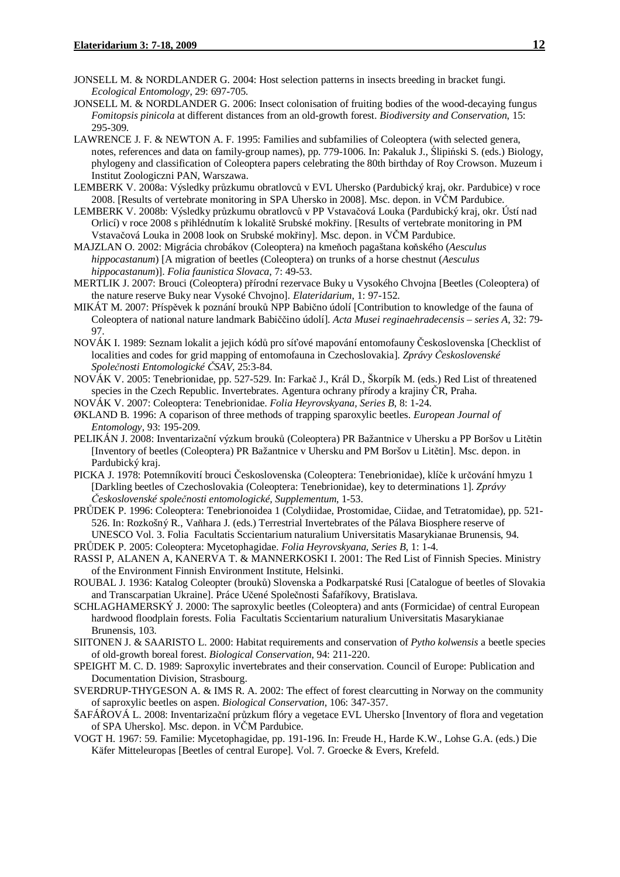JONSELL M. & NORDLANDER G. 2004: Host selection patterns in insects breeding in bracket fungi. *Ecological Entomology*, 29: 697-705.

JONSELL M. & NORDLANDER G. 2006: Insect colonisation of fruiting bodies of the wood-decaying fungus *Fomitopsis pinicola* at different distances from an old-growth forest. *Biodiversity and Conservation*, 15: 295-309.

LAWRENCE J. F. & NEWTON A. F. 1995: Families and subfamilies of Coleoptera (with selected genera, notes, references and data on family-group names), pp. 779-1006. In: Pakaluk J., Ślipiński S. (eds.) Biology, phylogeny and classification of Coleoptera papers celebrating the 80th birthday of Roy Crowson. Muzeum i Institut Zoologiczni PAN, Warszawa.

LEMBERK V. 2008a: Výsledky průzkumu obratlovců v EVL Uhersko (Pardubický kraj, okr. Pardubice) v roce 2008. [Results of vertebrate monitoring in SPA Uhersko in 2008]. Msc. depon. in VČM Pardubice.

LEMBERK V. 2008b: Výsledky průzkumu obratlovců v PP Vstavačová Louka (Pardubický kraj, okr. Ústí nad Orlicí) v roce 2008 s přihlédnutím k lokalitě Srubské mokřiny. [Results of vertebrate monitoring in PM Vstavačová Louka in 2008 look on Srubské mokřiny]. Msc. depon. in VČM Pardubice.

MAJZLAN O. 2002: Migrácia chrobákov (Coleoptera) na kmeňoch pagaštana koňského (*Aesculus hippocastanum*) [A migration of beetles (Coleoptera) on trunks of a horse chestnut (*Aesculus hippocastanum*)]. *Folia faunistica Slovaca*, 7: 49-53.

MERTLIK J. 2007: Brouci (Coleoptera) přírodní rezervace Buky u Vysokého Chvojna [Beetles (Coleoptera) of the nature reserve Buky near Vysoké Chvojno]. *Elateridarium*, 1: 97-152.

MIKÁT M. 2007: Příspěvek k poznání brouků NPP Babično údolí [Contribution to knowledge of the fauna of Coleoptera of national nature landmark Babiččino údolí]. *Acta Musei reginaehradecensis – series A*, 32: 79-97.

NOVÁK I. 1989: Seznam lokalit a jejich kódů pro síťové mapování entomofauny Československa [Checklist of localities and codes for grid mapping of entomofauna in Czechoslovakia]. *Zprávy Československé Společnosti Entomologické ČSAV*, 25:3-84.

NOVÁK V. 2005: Tenebrionidae, pp. 527-529. In: Farkač J., Král D., Škorpík M. (eds.) Red List of threatened species in the Czech Republic. Invertebrates. Agentura ochrany přírody a krajiny ČR, Praha.

NOVÁK V. 2007: Coleoptera: Tenebrionidae. *Folia Heyrovskyana, Series B*, 8: 1-24.

ØKLAND B. 1996: A coparison of three methods of trapping sparoxylic beetles. *European Journal of Entomology*, 93: 195-209.

PELIKÁN J. 2008: Inventarizační výzkum brouků (Coleoptera) PR Bažantnice v Uhersku a PP Boršov u Litětin [Inventory of beetles (Coleoptera) PR Bažantnice v Uhersku and PM Boršov u Litětin]. Msc. depon. in Pardubický kraj.

PICKA J. 1978: Potemníkovití brouci Československa (Coleoptera: Tenebrionidae), klíče k určování hmyzu 1 [Darkling beetles of Czechoslovakia (Coleoptera: Tenebrionidae), key to determinations 1]. *Zprávy Československé společnosti entomologické, Supplementum*, 1-53.

PRŮDEK P. 1996: Coleoptera: Tenebrionoidea 1 (Colydiidae, Prostomidae, Ciidae, and Tetratomidae), pp. 521-526. In: Rozkošný R., Vaňhara J. (eds.) Terrestrial Invertebrates of the Pálava Biosphere reserve of UNESCO Vol. 3. Folia Facultatis Sccientarium naturalium Universitatis Masarykianae Brunensis, 94.

PRŮDEK P. 2005: Coleoptera: Mycetophagidae. *Folia Heyrovskyana, Series B*, 1: 1-4.

RASSI P, ALANEN A, KANERVA T. & MANNERKOSKI I. 2001: The Red List of Finnish Species. Ministry of the Environment Finnish Environment Institute, Helsinki.

ROUBAL J. 1936: Katalog Coleopter (brouků) Slovenska a Podkarpatské Rusi [Catalogue of beetles of Slovakia and Transcarpatian Ukraine]. Práce Učené Společnosti Šafaříkovy, Bratislava.

SCHLAGHAMERSKÝ J. 2000: The saproxylic beetles (Coleoptera) and ants (Formicidae) of central European hardwood floodplain forests. Folia Facultatis Sccientarium naturalium Universitatis Masarykianae Brunensis, 103.

SIITONEN J. & SAARISTO L. 2000: Habitat requirements and conservation of *Pytho kolwensis* a beetle species of old-growth boreal forest. *Biological Conservation*, 94: 211-220.

SPEIGHT M. C. D. 1989: Saproxylic invertebrates and their conservation. Council of Europe: Publication and Documentation Division, Strasbourg.

SVERDRUP-THYGESON A. & IMS R. A. 2002: The effect of forest clearcutting in Norway on the community of saproxylic beetles on aspen. *Biological Conservation*, 106: 347-357.

ŠAFÁŘOVÁ L. 2008: Inventarizační průzkum flóry a vegetace EVL Uhersko [Inventory of flora and vegetation of SPA Uhersko]. Msc. depon. in VČM Pardubice.

VOGT H. 1967: 59. Familie: Mycetophagidae, pp. 191-196. In: Freude H., Harde K.W., Lohse G.A. (eds.) Die Käfer Mitteleuropas [Beetles of central Europe]. Vol. 7. Groecke & Evers, Krefeld.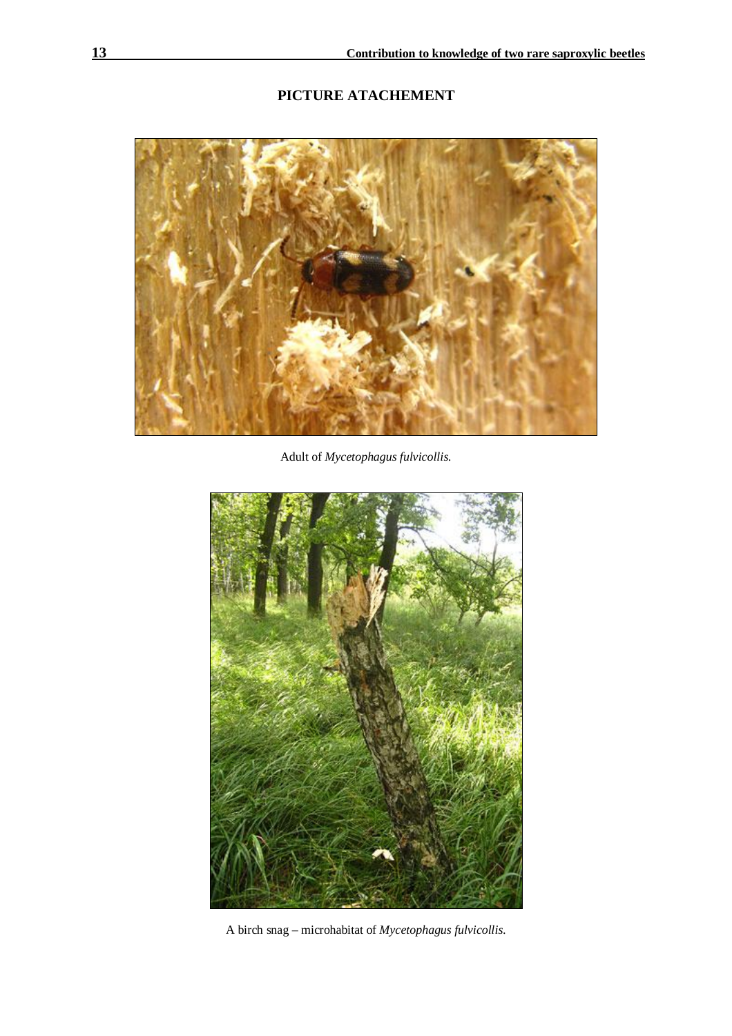## PICTURE ATACHEMENT

Adult of *Mycetophagus fulvicollis.*

A birch snag – microhabitat of *Mycetophagus fulvicollis.*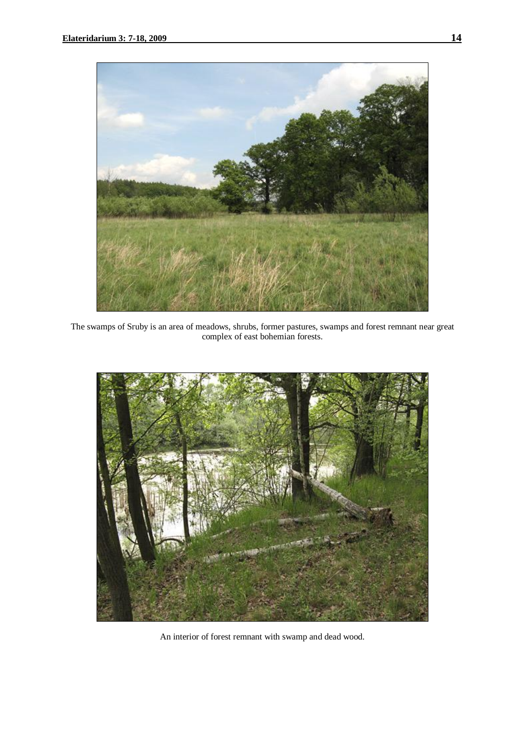The swamps of Sruby is an area of meadows, shrubs, former pastures, swamps and forest remnant near great complex of east bohemian forests.

An interior of forest remnant with swamp and dead wood.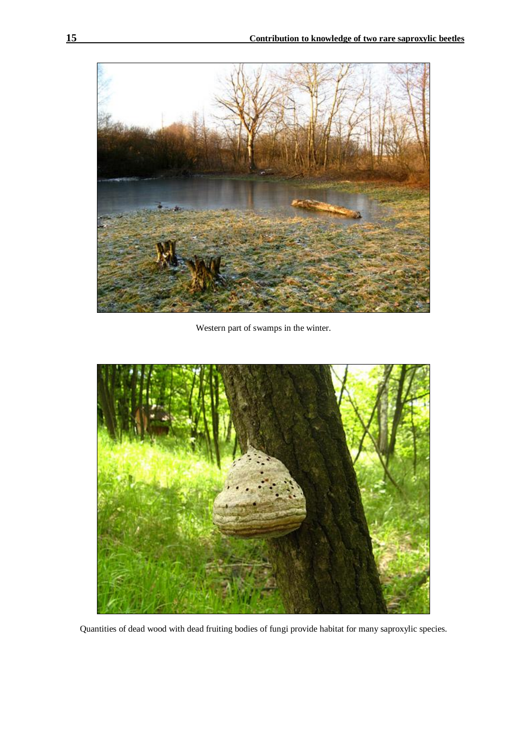Western part of swamps in the winter.

Quantities of dead wood with dead fruiting bodies of fungi provide habitat for many saproxylic species.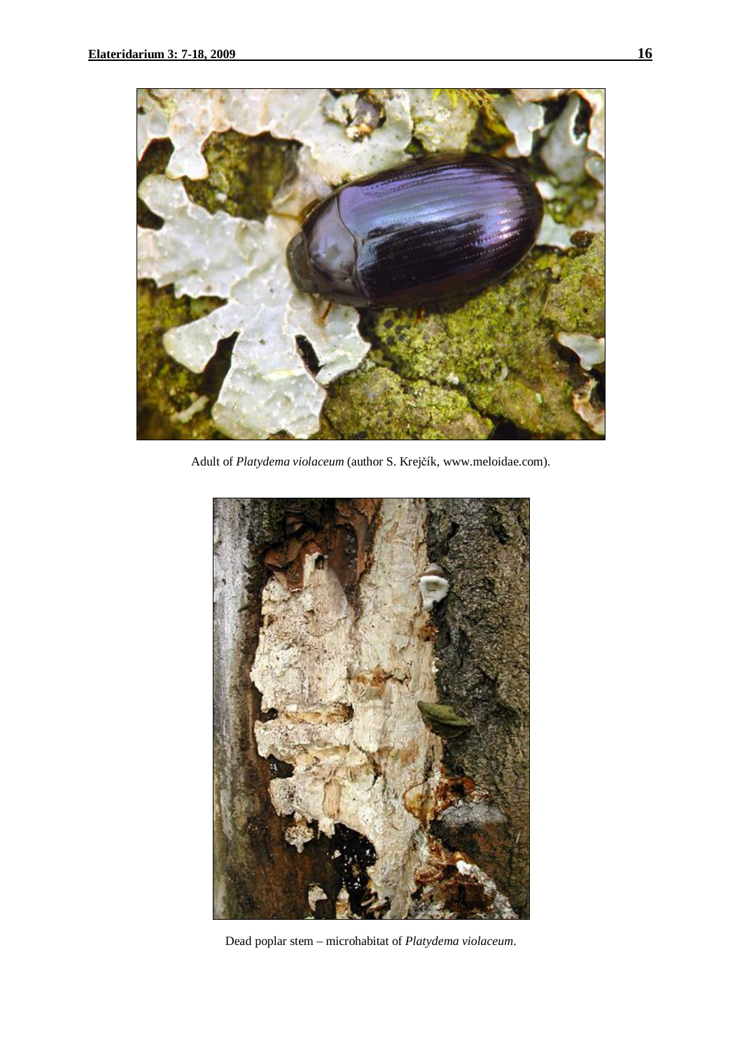Adult of *Platydema violaceum* (author S. Krejčík, www.meloidae.com).

Dead poplar stem – microhabitat of *Platydema violaceum*.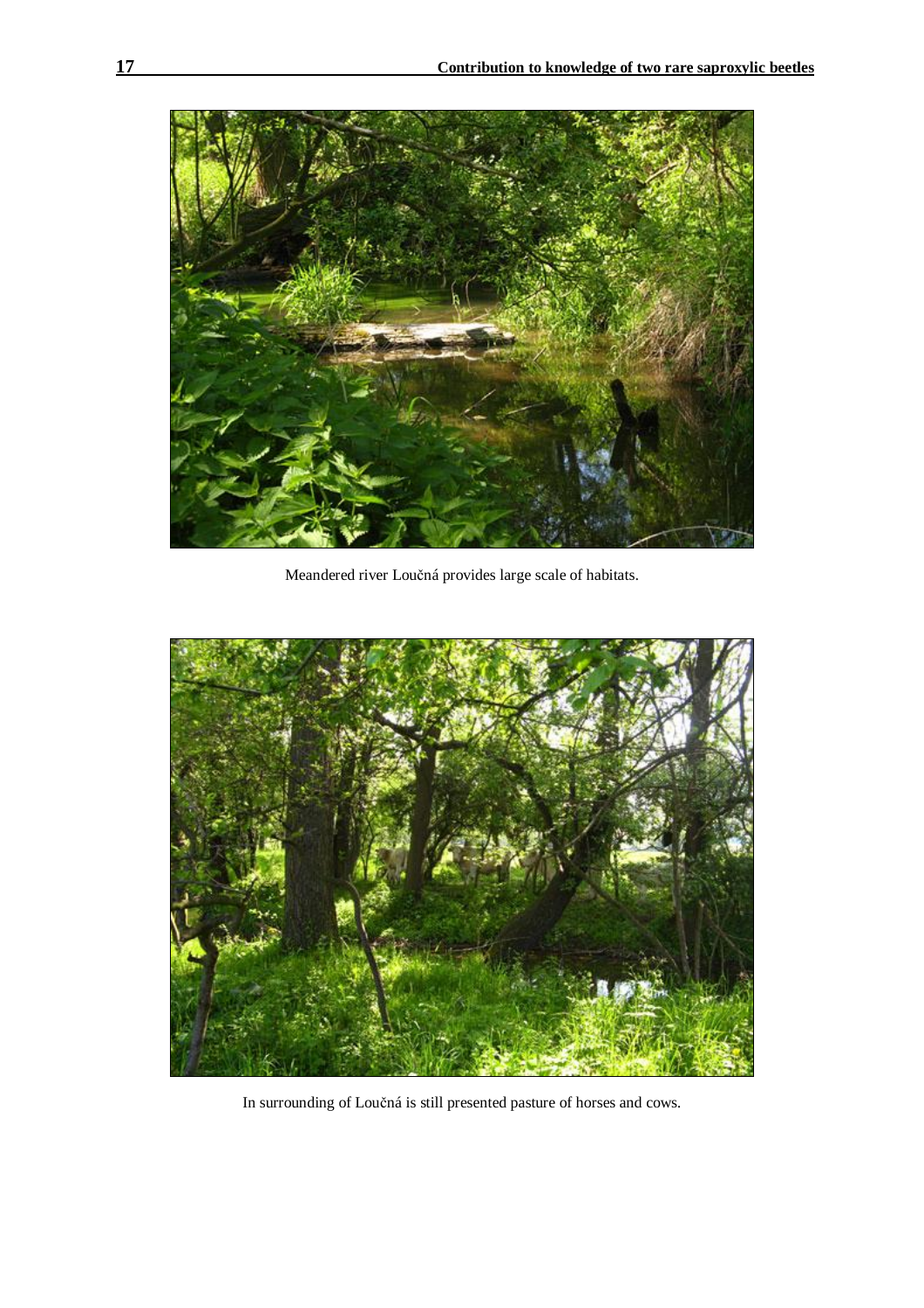Meandered river Loučná provides large scale of habitats.

In surrounding of Loučná is still presented pasture of horses and cows.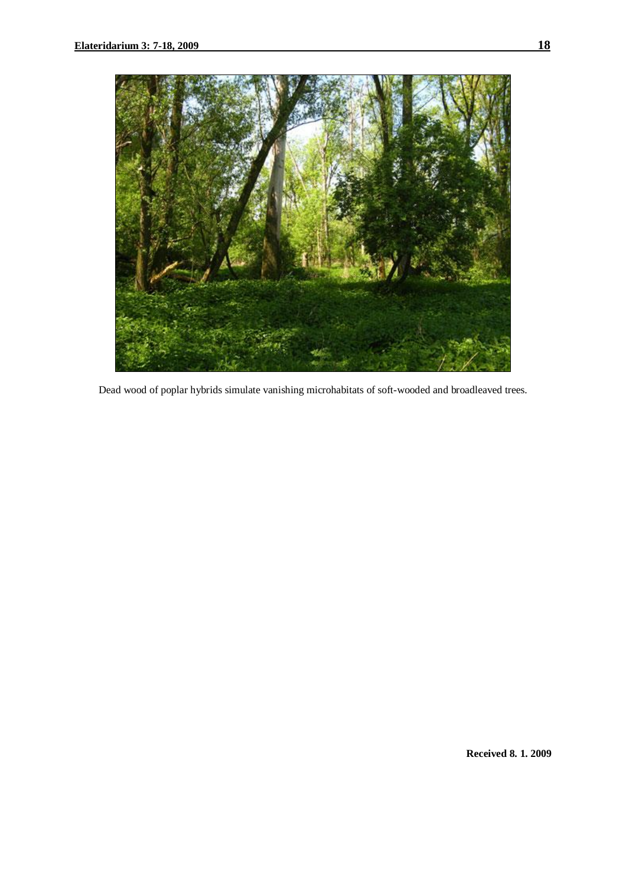Dead wood of poplar hybrids simulate vanishing microhabitats of soft-wooded and broadleaved trees.

**Received 8. 1. 2009**